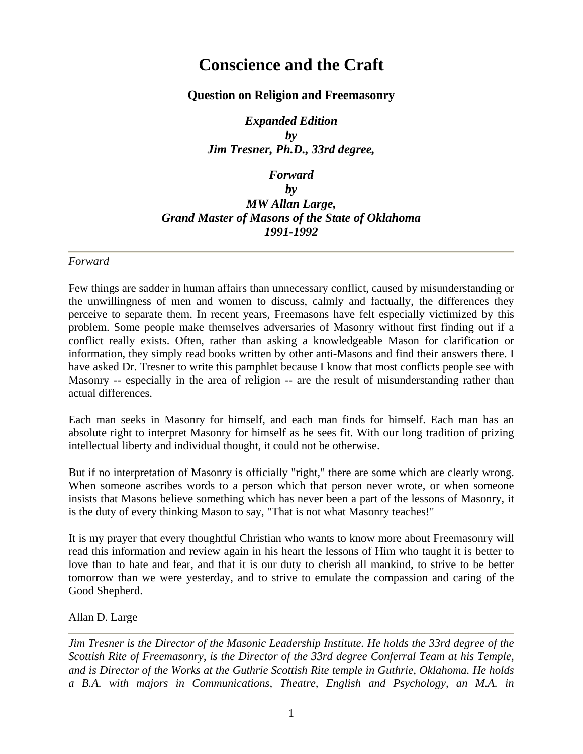# Conscience and the Craft

**Question on Religion and Freemasonry**

***Expanded Edition***
***by***
***Jim Tresner, Ph.D., 33rd degree,***

***Forward***
***by***
***MW Allan Large,***
***Grand Master of Masons of the State of Oklahoma***
***1991-1992***

---

*Forward*

Few things are sadder in human affairs than unnecessary conflict, caused by misunderstanding or the unwillingness of men and women to discuss, calmly and factually, the differences they perceive to separate them. In recent years, Freemasons have felt especially victimized by this problem. Some people make themselves adversaries of Masonry without first finding out if a conflict really exists. Often, rather than asking a knowledgeable Mason for clarification or information, they simply read books written by other anti-Masons and find their answers there. I have asked Dr. Tresner to write this pamphlet because I know that most conflicts people see with Masonry -- especially in the area of religion -- are the result of misunderstanding rather than actual differences.

Each man seeks in Masonry for himself, and each man finds for himself. Each man has an absolute right to interpret Masonry for himself as he sees fit. With our long tradition of prizing intellectual liberty and individual thought, it could not be otherwise.

But if no interpretation of Masonry is officially "right," there are some which are clearly wrong. When someone ascribes words to a person which that person never wrote, or when someone insists that Masons believe something which has never been a part of the lessons of Masonry, it is the duty of every thinking Mason to say, "That is not what Masonry teaches!"

It is my prayer that every thoughtful Christian who wants to know more about Freemasonry will read this information and review again in his heart the lessons of Him who taught it is better to love than to hate and fear, and that it is our duty to cherish all mankind, to strive to be better tomorrow than we were yesterday, and to strive to emulate the compassion and caring of the Good Shepherd.

Allan D. Large

---

*Jim Tresner is the Director of the Masonic Leadership Institute. He holds the 33rd degree of the Scottish Rite of Freemasonry, is the Director of the 33rd degree Conferral Team at his Temple, and is Director of the Works at the Guthrie Scottish Rite temple in Guthrie, Oklahoma. He holds a B.A. with majors in Communications, Theatre, English and Psychology, an M.A. in*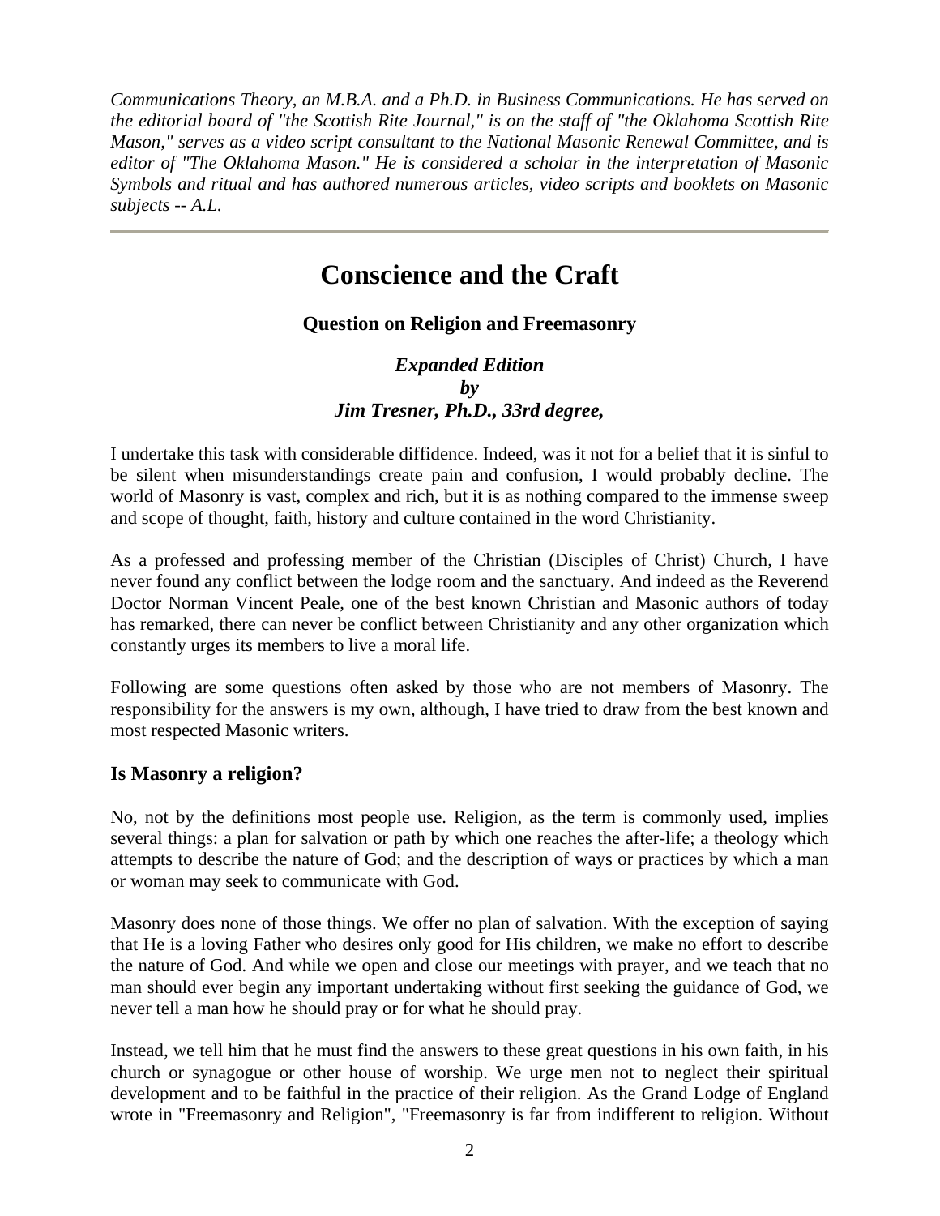*Communications Theory, an M.B.A. and a Ph.D. in Business Communications. He has served on the editorial board of "the Scottish Rite Journal," is on the staff of "the Oklahoma Scottish Rite Mason," serves as a video script consultant to the National Masonic Renewal Committee, and is editor of "The Oklahoma Mason." He is considered a scholar in the interpretation of Masonic Symbols and ritual and has authored numerous articles, video scripts and booklets on Masonic subjects -- A.L.*

---

# Conscience and the Craft

### Question on Religion and Freemasonry

***Expanded Edition***
***by***
***Jim Tresner, Ph.D., 33rd degree,***

I undertake this task with considerable diffidence. Indeed, was it not for a belief that it is sinful to be silent when misunderstandings create pain and confusion, I would probably decline. The world of Masonry is vast, complex and rich, but it is as nothing compared to the immense sweep and scope of thought, faith, history and culture contained in the word Christianity.

As a professed and professing member of the Christian (Disciples of Christ) Church, I have never found any conflict between the lodge room and the sanctuary. And indeed as the Reverend Doctor Norman Vincent Peale, one of the best known Christian and Masonic authors of today has remarked, there can never be conflict between Christianity and any other organization which constantly urges its members to live a moral life.

Following are some questions often asked by those who are not members of Masonry. The responsibility for the answers is my own, although, I have tried to draw from the best known and most respected Masonic writers.

## Is Masonry a religion?

No, not by the definitions most people use. Religion, as the term is commonly used, implies several things: a plan for salvation or path by which one reaches the after-life; a theology which attempts to describe the nature of God; and the description of ways or practices by which a man or woman may seek to communicate with God.

Masonry does none of those things. We offer no plan of salvation. With the exception of saying that He is a loving Father who desires only good for His children, we make no effort to describe the nature of God. And while we open and close our meetings with prayer, and we teach that no man should ever begin any important undertaking without first seeking the guidance of God, we never tell a man how he should pray or for what he should pray.

Instead, we tell him that he must find the answers to these great questions in his own faith, in his church or synagogue or other house of worship. We urge men not to neglect their spiritual development and to be faithful in the practice of their religion. As the Grand Lodge of England wrote in "Freemasonry and Religion", "Freemasonry is far from indifferent to religion. Without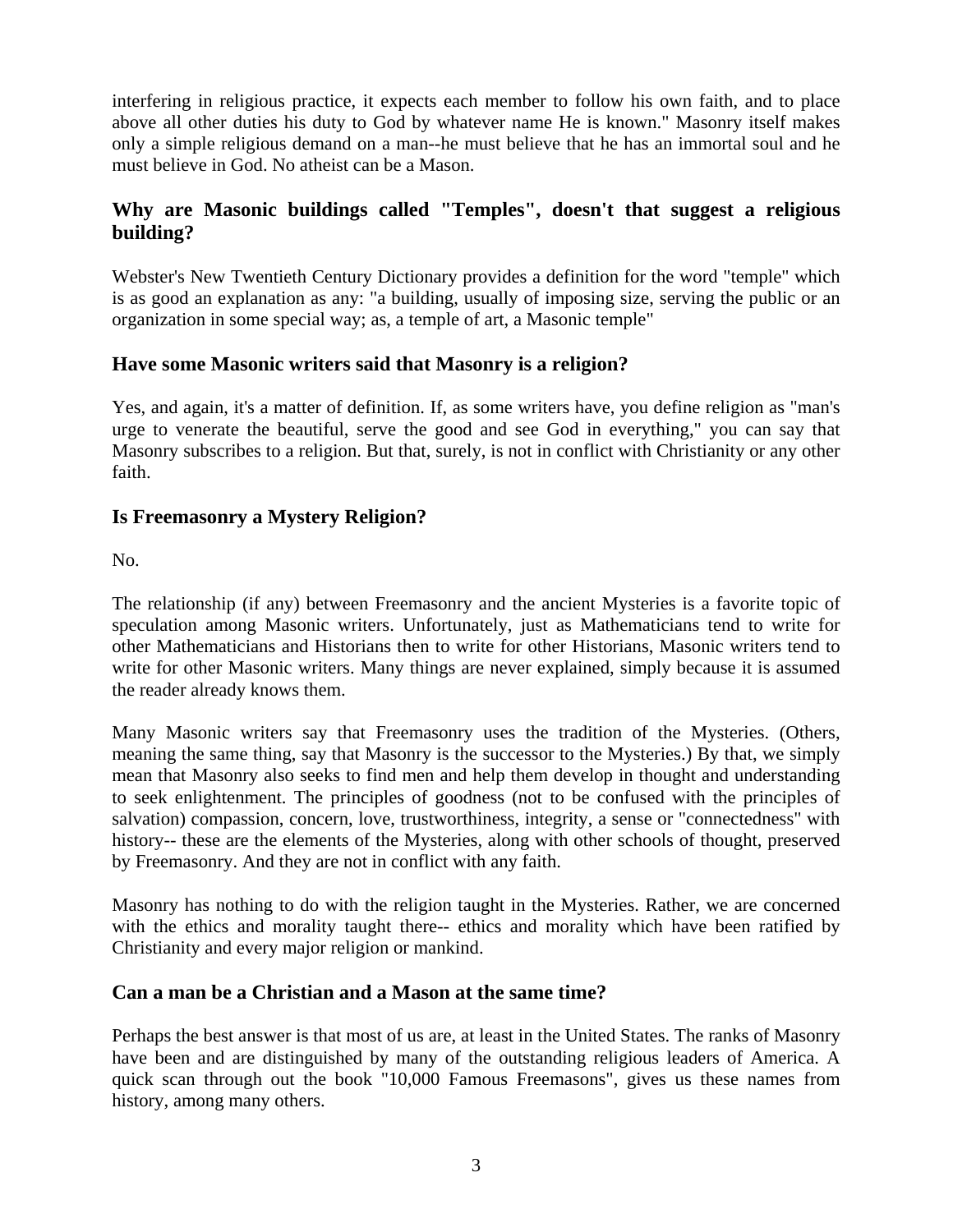interfering in religious practice, it expects each member to follow his own faith, and to place above all other duties his duty to God by whatever name He is known." Masonry itself makes only a simple religious demand on a man--he must believe that he has an immortal soul and he must believe in God. No atheist can be a Mason.

### Why are Masonic buildings called "Temples", doesn't that suggest a religious building?

Webster's New Twentieth Century Dictionary provides a definition for the word "temple" which is as good an explanation as any: "a building, usually of imposing size, serving the public or an organization in some special way; as, a temple of art, a Masonic temple"

### Have some Masonic writers said that Masonry is a religion?

Yes, and again, it's a matter of definition. If, as some writers have, you define religion as "man's urge to venerate the beautiful, serve the good and see God in everything," you can say that Masonry subscribes to a religion. But that, surely, is not in conflict with Christianity or any other faith.

### Is Freemasonry a Mystery Religion?

No.

The relationship (if any) between Freemasonry and the ancient Mysteries is a favorite topic of speculation among Masonic writers. Unfortunately, just as Mathematicians tend to write for other Mathematicians and Historians then to write for other Historians, Masonic writers tend to write for other Masonic writers. Many things are never explained, simply because it is assumed the reader already knows them.

Many Masonic writers say that Freemasonry uses the tradition of the Mysteries. (Others, meaning the same thing, say that Masonry is the successor to the Mysteries.) By that, we simply mean that Masonry also seeks to find men and help them develop in thought and understanding to seek enlightenment. The principles of goodness (not to be confused with the principles of salvation) compassion, concern, love, trustworthiness, integrity, a sense or "connectedness" with history-- these are the elements of the Mysteries, along with other schools of thought, preserved by Freemasonry. And they are not in conflict with any faith.

Masonry has nothing to do with the religion taught in the Mysteries. Rather, we are concerned with the ethics and morality taught there-- ethics and morality which have been ratified by Christianity and every major religion or mankind.

### Can a man be a Christian and a Mason at the same time?

Perhaps the best answer is that most of us are, at least in the United States. The ranks of Masonry have been and are distinguished by many of the outstanding religious leaders of America. A quick scan through out the book "10,000 Famous Freemasons", gives us these names from history, among many others.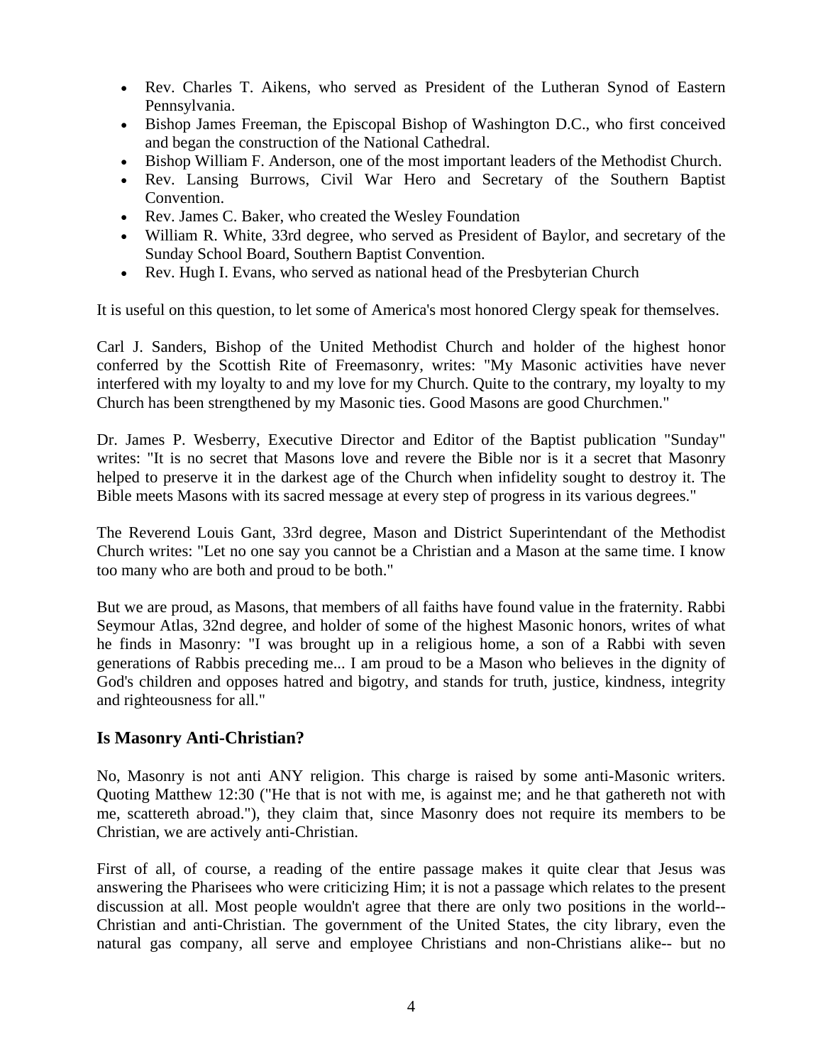- Rev. Charles T. Aikens, who served as President of the Lutheran Synod of Eastern Pennsylvania.
- Bishop James Freeman, the Episcopal Bishop of Washington D.C., who first conceived and began the construction of the National Cathedral.
- Bishop William F. Anderson, one of the most important leaders of the Methodist Church.
- Rev. Lansing Burrows, Civil War Hero and Secretary of the Southern Baptist Convention.
- Rev. James C. Baker, who created the Wesley Foundation
- William R. White, 33rd degree, who served as President of Baylor, and secretary of the Sunday School Board, Southern Baptist Convention.
- Rev. Hugh I. Evans, who served as national head of the Presbyterian Church

It is useful on this question, to let some of America's most honored Clergy speak for themselves.

Carl J. Sanders, Bishop of the United Methodist Church and holder of the highest honor conferred by the Scottish Rite of Freemasonry, writes: "My Masonic activities have never interfered with my loyalty to and my love for my Church. Quite to the contrary, my loyalty to my Church has been strengthened by my Masonic ties. Good Masons are good Churchmen."

Dr. James P. Wesberry, Executive Director and Editor of the Baptist publication "Sunday" writes: "It is no secret that Masons love and revere the Bible nor is it a secret that Masonry helped to preserve it in the darkest age of the Church when infidelity sought to destroy it. The Bible meets Masons with its sacred message at every step of progress in its various degrees."

The Reverend Louis Gant, 33rd degree, Mason and District Superintendant of the Methodist Church writes: "Let no one say you cannot be a Christian and a Mason at the same time. I know too many who are both and proud to be both."

But we are proud, as Masons, that members of all faiths have found value in the fraternity. Rabbi Seymour Atlas, 32nd degree, and holder of some of the highest Masonic honors, writes of what he finds in Masonry: "I was brought up in a religious home, a son of a Rabbi with seven generations of Rabbis preceding me... I am proud to be a Mason who believes in the dignity of God's children and opposes hatred and bigotry, and stands for truth, justice, kindness, integrity and righteousness for all."

## Is Masonry Anti-Christian?

No, Masonry is not anti ANY religion. This charge is raised by some anti-Masonic writers. Quoting Matthew 12:30 ("He that is not with me, is against me; and he that gathereth not with me, scattereth abroad."), they claim that, since Masonry does not require its members to be Christian, we are actively anti-Christian.

First of all, of course, a reading of the entire passage makes it quite clear that Jesus was answering the Pharisees who were criticizing Him; it is not a passage which relates to the present discussion at all. Most people wouldn't agree that there are only two positions in the world--Christian and anti-Christian. The government of the United States, the city library, even the natural gas company, all serve and employee Christians and non-Christians alike-- but no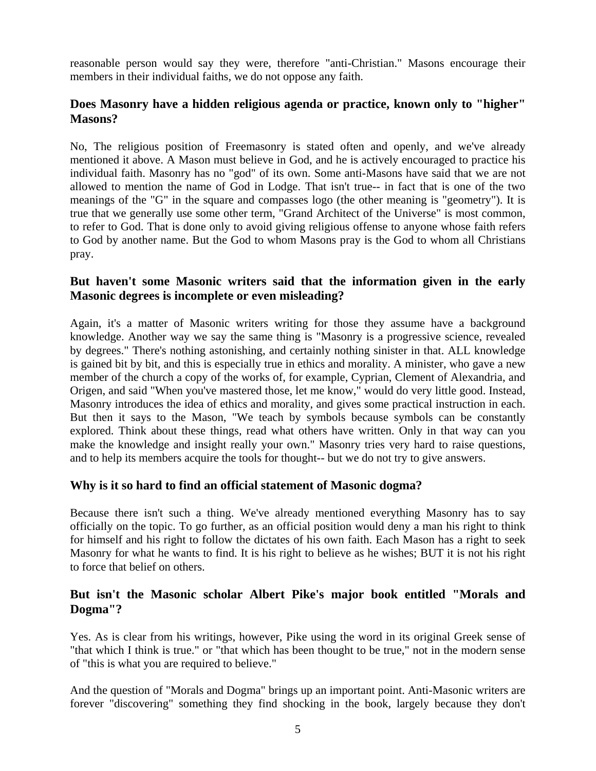reasonable person would say they were, therefore "anti-Christian." Masons encourage their members in their individual faiths, we do not oppose any faith.

### Does Masonry have a hidden religious agenda or practice, known only to "higher" Masons?

No, The religious position of Freemasonry is stated often and openly, and we've already mentioned it above. A Mason must believe in God, and he is actively encouraged to practice his individual faith. Masonry has no "god" of its own. Some anti-Masons have said that we are not allowed to mention the name of God in Lodge. That isn't true-- in fact that is one of the two meanings of the "G" in the square and compasses logo (the other meaning is "geometry"). It is true that we generally use some other term, "Grand Architect of the Universe" is most common, to refer to God. That is done only to avoid giving religious offense to anyone whose faith refers to God by another name. But the God to whom Masons pray is the God to whom all Christians pray.

### But haven't some Masonic writers said that the information given in the early Masonic degrees is incomplete or even misleading?

Again, it's a matter of Masonic writers writing for those they assume have a background knowledge. Another way we say the same thing is "Masonry is a progressive science, revealed by degrees." There's nothing astonishing, and certainly nothing sinister in that. ALL knowledge is gained bit by bit, and this is especially true in ethics and morality. A minister, who gave a new member of the church a copy of the works of, for example, Cyprian, Clement of Alexandria, and Origen, and said "When you've mastered those, let me know," would do very little good. Instead, Masonry introduces the idea of ethics and morality, and gives some practical instruction in each. But then it says to the Mason, "We teach by symbols because symbols can be constantly explored. Think about these things, read what others have written. Only in that way can you make the knowledge and insight really your own." Masonry tries very hard to raise questions, and to help its members acquire the tools for thought-- but we do not try to give answers.

### Why is it so hard to find an official statement of Masonic dogma?

Because there isn't such a thing. We've already mentioned everything Masonry has to say officially on the topic. To go further, as an official position would deny a man his right to think for himself and his right to follow the dictates of his own faith. Each Mason has a right to seek Masonry for what he wants to find. It is his right to believe as he wishes; BUT it is not his right to force that belief on others.

### But isn't the Masonic scholar Albert Pike's major book entitled "Morals and Dogma"?

Yes. As is clear from his writings, however, Pike using the word in its original Greek sense of "that which I think is true." or "that which has been thought to be true," not in the modern sense of "this is what you are required to believe."

And the question of "Morals and Dogma" brings up an important point. Anti-Masonic writers are forever "discovering" something they find shocking in the book, largely because they don't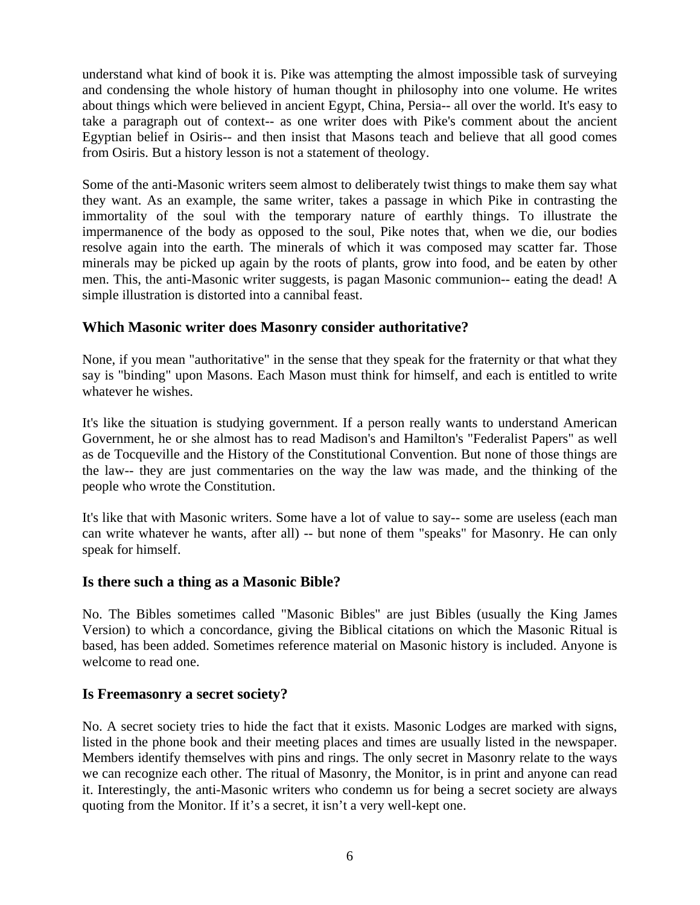understand what kind of book it is. Pike was attempting the almost impossible task of surveying and condensing the whole history of human thought in philosophy into one volume. He writes about things which were believed in ancient Egypt, China, Persia-- all over the world. It's easy to take a paragraph out of context-- as one writer does with Pike's comment about the ancient Egyptian belief in Osiris-- and then insist that Masons teach and believe that all good comes from Osiris. But a history lesson is not a statement of theology.

Some of the anti-Masonic writers seem almost to deliberately twist things to make them say what they want. As an example, the same writer, takes a passage in which Pike in contrasting the immortality of the soul with the temporary nature of earthly things. To illustrate the impermanence of the body as opposed to the soul, Pike notes that, when we die, our bodies resolve again into the earth. The minerals of which it was composed may scatter far. Those minerals may be picked up again by the roots of plants, grow into food, and be eaten by other men. This, the anti-Masonic writer suggests, is pagan Masonic communion-- eating the dead! A simple illustration is distorted into a cannibal feast.

### Which Masonic writer does Masonry consider authoritative?

None, if you mean "authoritative" in the sense that they speak for the fraternity or that what they say is "binding" upon Masons. Each Mason must think for himself, and each is entitled to write whatever he wishes.

It's like the situation is studying government. If a person really wants to understand American Government, he or she almost has to read Madison's and Hamilton's "Federalist Papers" as well as de Tocqueville and the History of the Constitutional Convention. But none of those things are the law-- they are just commentaries on the way the law was made, and the thinking of the people who wrote the Constitution.

It's like that with Masonic writers. Some have a lot of value to say-- some are useless (each man can write whatever he wants, after all) -- but none of them "speaks" for Masonry. He can only speak for himself.

### Is there such a thing as a Masonic Bible?

No. The Bibles sometimes called "Masonic Bibles" are just Bibles (usually the King James Version) to which a concordance, giving the Biblical citations on which the Masonic Ritual is based, has been added. Sometimes reference material on Masonic history is included. Anyone is welcome to read one.

### Is Freemasonry a secret society?

No. A secret society tries to hide the fact that it exists. Masonic Lodges are marked with signs, listed in the phone book and their meeting places and times are usually listed in the newspaper. Members identify themselves with pins and rings. The only secret in Masonry relate to the ways we can recognize each other. The ritual of Masonry, the Monitor, is in print and anyone can read it. Interestingly, the anti-Masonic writers who condemn us for being a secret society are always quoting from the Monitor. If it's a secret, it isn't a very well-kept one.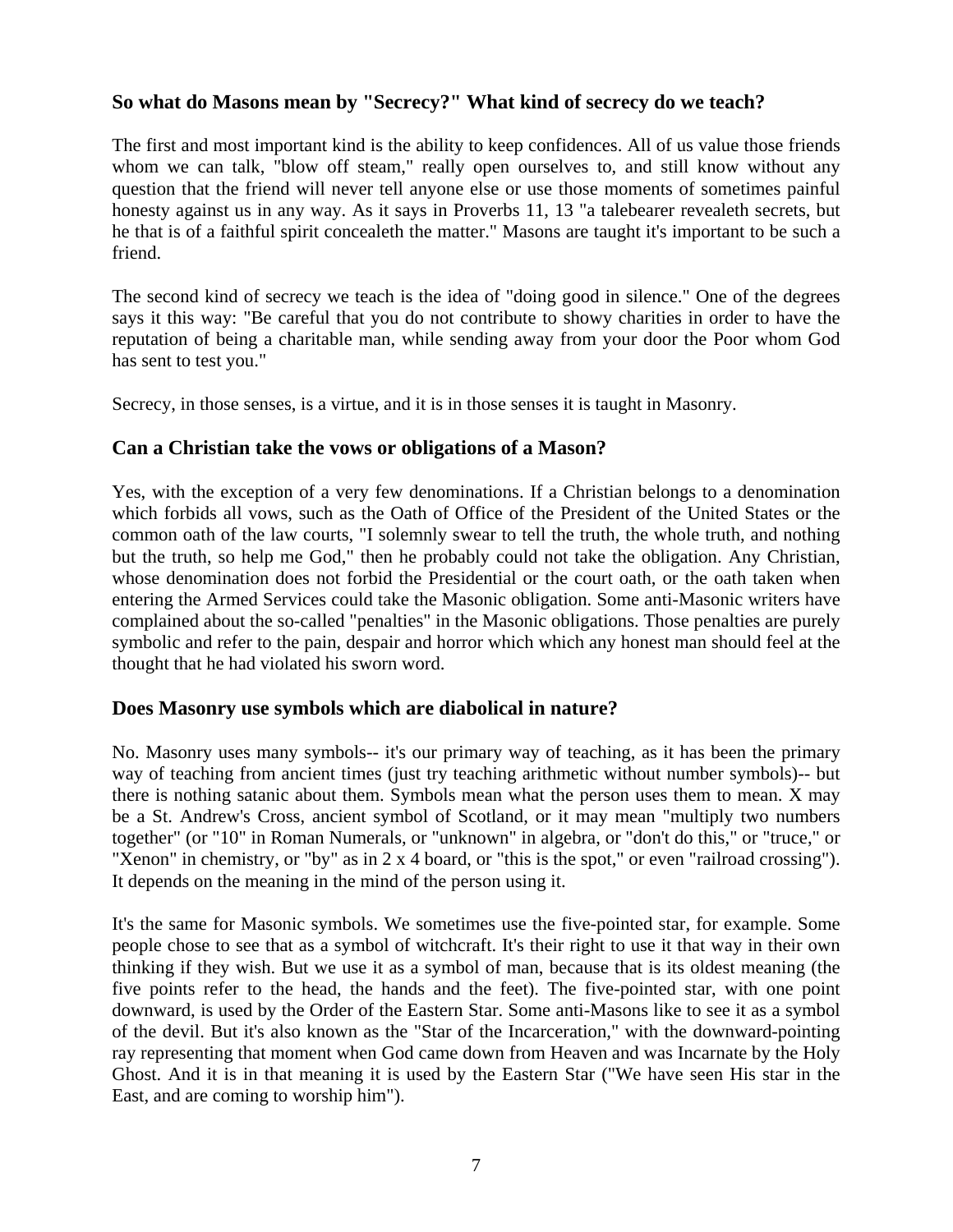### So what do Masons mean by "Secrecy?" What kind of secrecy do we teach?

The first and most important kind is the ability to keep confidences. All of us value those friends whom we can talk, "blow off steam," really open ourselves to, and still know without any question that the friend will never tell anyone else or use those moments of sometimes painful honesty against us in any way. As it says in Proverbs 11, 13 "a talebearer revealeth secrets, but he that is of a faithful spirit concealeth the matter." Masons are taught it's important to be such a friend.

The second kind of secrecy we teach is the idea of "doing good in silence." One of the degrees says it this way: "Be careful that you do not contribute to showy charities in order to have the reputation of being a charitable man, while sending away from your door the Poor whom God has sent to test you."

Secrecy, in those senses, is a virtue, and it is in those senses it is taught in Masonry.

### Can a Christian take the vows or obligations of a Mason?

Yes, with the exception of a very few denominations. If a Christian belongs to a denomination which forbids all vows, such as the Oath of Office of the President of the United States or the common oath of the law courts, "I solemnly swear to tell the truth, the whole truth, and nothing but the truth, so help me God," then he probably could not take the obligation. Any Christian, whose denomination does not forbid the Presidential or the court oath, or the oath taken when entering the Armed Services could take the Masonic obligation. Some anti-Masonic writers have complained about the so-called "penalties" in the Masonic obligations. Those penalties are purely symbolic and refer to the pain, despair and horror which which any honest man should feel at the thought that he had violated his sworn word.

### Does Masonry use symbols which are diabolical in nature?

No. Masonry uses many symbols-- it's our primary way of teaching, as it has been the primary way of teaching from ancient times (just try teaching arithmetic without number symbols)-- but there is nothing satanic about them. Symbols mean what the person uses them to mean. X may be a St. Andrew's Cross, ancient symbol of Scotland, or it may mean "multiply two numbers together" (or "10" in Roman Numerals, or "unknown" in algebra, or "don't do this," or "truce," or "Xenon" in chemistry, or "by" as in 2 x 4 board, or "this is the spot," or even "railroad crossing"). It depends on the meaning in the mind of the person using it.

It's the same for Masonic symbols. We sometimes use the five-pointed star, for example. Some people chose to see that as a symbol of witchcraft. It's their right to use it that way in their own thinking if they wish. But we use it as a symbol of man, because that is its oldest meaning (the five points refer to the head, the hands and the feet). The five-pointed star, with one point downward, is used by the Order of the Eastern Star. Some anti-Masons like to see it as a symbol of the devil. But it's also known as the "Star of the Incarceration," with the downward-pointing ray representing that moment when God came down from Heaven and was Incarnate by the Holy Ghost. And it is in that meaning it is used by the Eastern Star ("We have seen His star in the East, and are coming to worship him").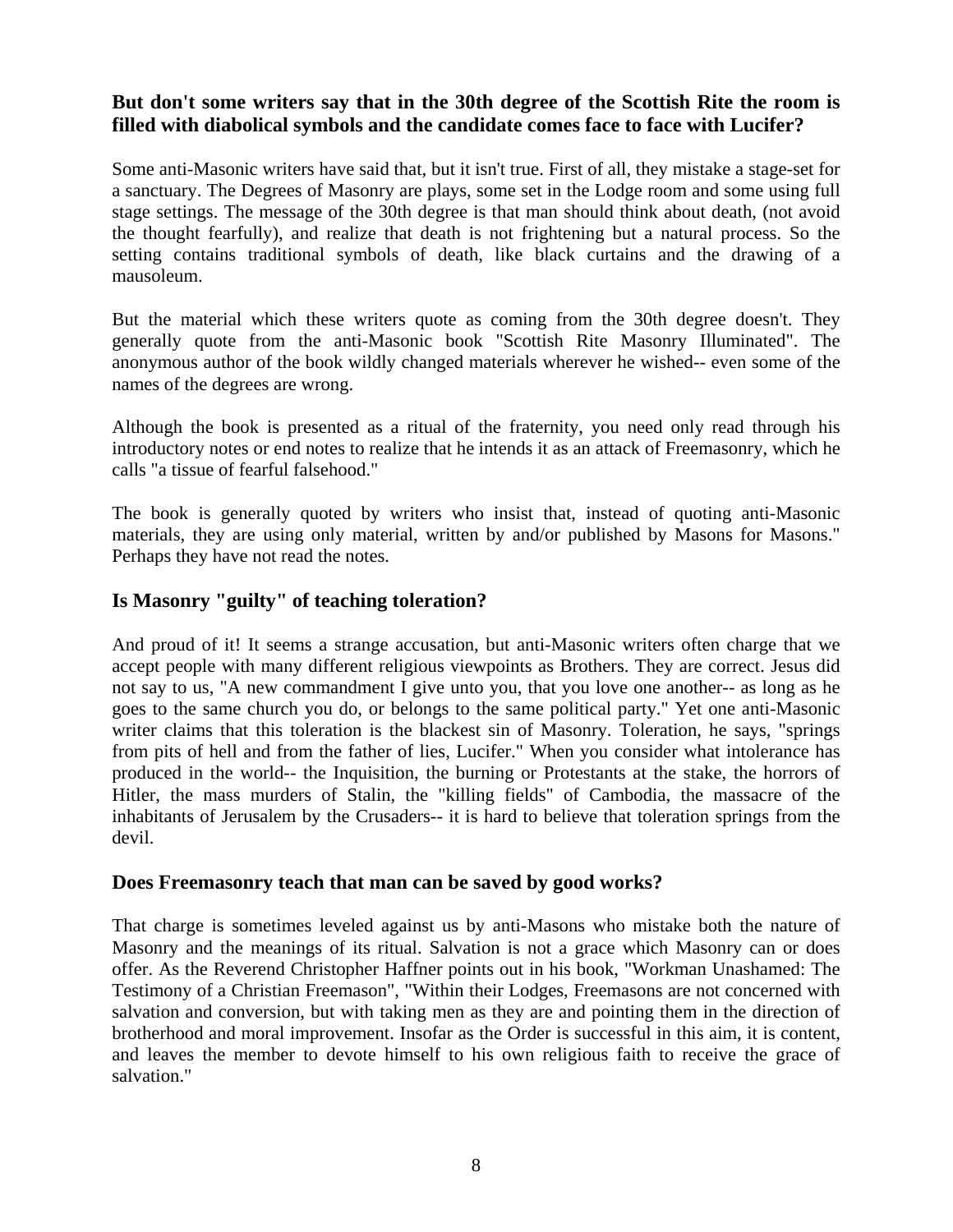### But don't some writers say that in the 30th degree of the Scottish Rite the room is filled with diabolical symbols and the candidate comes face to face with Lucifer?

Some anti-Masonic writers have said that, but it isn't true. First of all, they mistake a stage-set for a sanctuary. The Degrees of Masonry are plays, some set in the Lodge room and some using full stage settings. The message of the 30th degree is that man should think about death, (not avoid the thought fearfully), and realize that death is not frightening but a natural process. So the setting contains traditional symbols of death, like black curtains and the drawing of a mausoleum.

But the material which these writers quote as coming from the 30th degree doesn't. They generally quote from the anti-Masonic book "Scottish Rite Masonry Illuminated". The anonymous author of the book wildly changed materials wherever he wished-- even some of the names of the degrees are wrong.

Although the book is presented as a ritual of the fraternity, you need only read through his introductory notes or end notes to realize that he intends it as an attack of Freemasonry, which he calls "a tissue of fearful falsehood."

The book is generally quoted by writers who insist that, instead of quoting anti-Masonic materials, they are using only material, written by and/or published by Masons for Masons." Perhaps they have not read the notes.

### Is Masonry "guilty" of teaching toleration?

And proud of it! It seems a strange accusation, but anti-Masonic writers often charge that we accept people with many different religious viewpoints as Brothers. They are correct. Jesus did not say to us, "A new commandment I give unto you, that you love one another-- as long as he goes to the same church you do, or belongs to the same political party." Yet one anti-Masonic writer claims that this toleration is the blackest sin of Masonry. Toleration, he says, "springs from pits of hell and from the father of lies, Lucifer." When you consider what intolerance has produced in the world-- the Inquisition, the burning or Protestants at the stake, the horrors of Hitler, the mass murders of Stalin, the "killing fields" of Cambodia, the massacre of the inhabitants of Jerusalem by the Crusaders-- it is hard to believe that toleration springs from the devil.

### Does Freemasonry teach that man can be saved by good works?

That charge is sometimes leveled against us by anti-Masons who mistake both the nature of Masonry and the meanings of its ritual. Salvation is not a grace which Masonry can or does offer. As the Reverend Christopher Haffner points out in his book, "Workman Unashamed: The Testimony of a Christian Freemason", "Within their Lodges, Freemasons are not concerned with salvation and conversion, but with taking men as they are and pointing them in the direction of brotherhood and moral improvement. Insofar as the Order is successful in this aim, it is content, and leaves the member to devote himself to his own religious faith to receive the grace of salvation."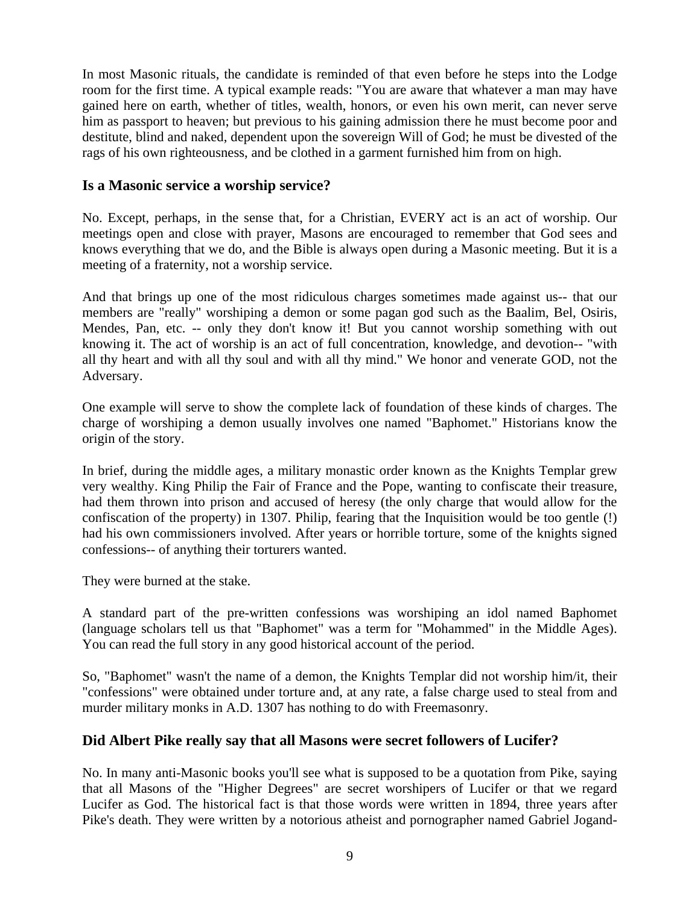In most Masonic rituals, the candidate is reminded of that even before he steps into the Lodge room for the first time. A typical example reads: "You are aware that whatever a man may have gained here on earth, whether of titles, wealth, honors, or even his own merit, can never serve him as passport to heaven; but previous to his gaining admission there he must become poor and destitute, blind and naked, dependent upon the sovereign Will of God; he must be divested of the rags of his own righteousness, and be clothed in a garment furnished him from on high.

### Is a Masonic service a worship service?

No. Except, perhaps, in the sense that, for a Christian, EVERY act is an act of worship. Our meetings open and close with prayer, Masons are encouraged to remember that God sees and knows everything that we do, and the Bible is always open during a Masonic meeting. But it is a meeting of a fraternity, not a worship service.

And that brings up one of the most ridiculous charges sometimes made against us-- that our members are "really" worshiping a demon or some pagan god such as the Baalim, Bel, Osiris, Mendes, Pan, etc. -- only they don't know it! But you cannot worship something with out knowing it. The act of worship is an act of full concentration, knowledge, and devotion-- "with all thy heart and with all thy soul and with all thy mind." We honor and venerate GOD, not the Adversary.

One example will serve to show the complete lack of foundation of these kinds of charges. The charge of worshiping a demon usually involves one named "Baphomet." Historians know the origin of the story.

In brief, during the middle ages, a military monastic order known as the Knights Templar grew very wealthy. King Philip the Fair of France and the Pope, wanting to confiscate their treasure, had them thrown into prison and accused of heresy (the only charge that would allow for the confiscation of the property) in 1307. Philip, fearing that the Inquisition would be too gentle (!) had his own commissioners involved. After years or horrible torture, some of the knights signed confessions-- of anything their torturers wanted.

They were burned at the stake.

A standard part of the pre-written confessions was worshiping an idol named Baphomet (language scholars tell us that "Baphomet" was a term for "Mohammed" in the Middle Ages). You can read the full story in any good historical account of the period.

So, "Baphomet" wasn't the name of a demon, the Knights Templar did not worship him/it, their "confessions" were obtained under torture and, at any rate, a false charge used to steal from and murder military monks in A.D. 1307 has nothing to do with Freemasonry.

### Did Albert Pike really say that all Masons were secret followers of Lucifer?

No. In many anti-Masonic books you'll see what is supposed to be a quotation from Pike, saying that all Masons of the "Higher Degrees" are secret worshipers of Lucifer or that we regard Lucifer as God. The historical fact is that those words were written in 1894, three years after Pike's death. They were written by a notorious atheist and pornographer named Gabriel Jogand-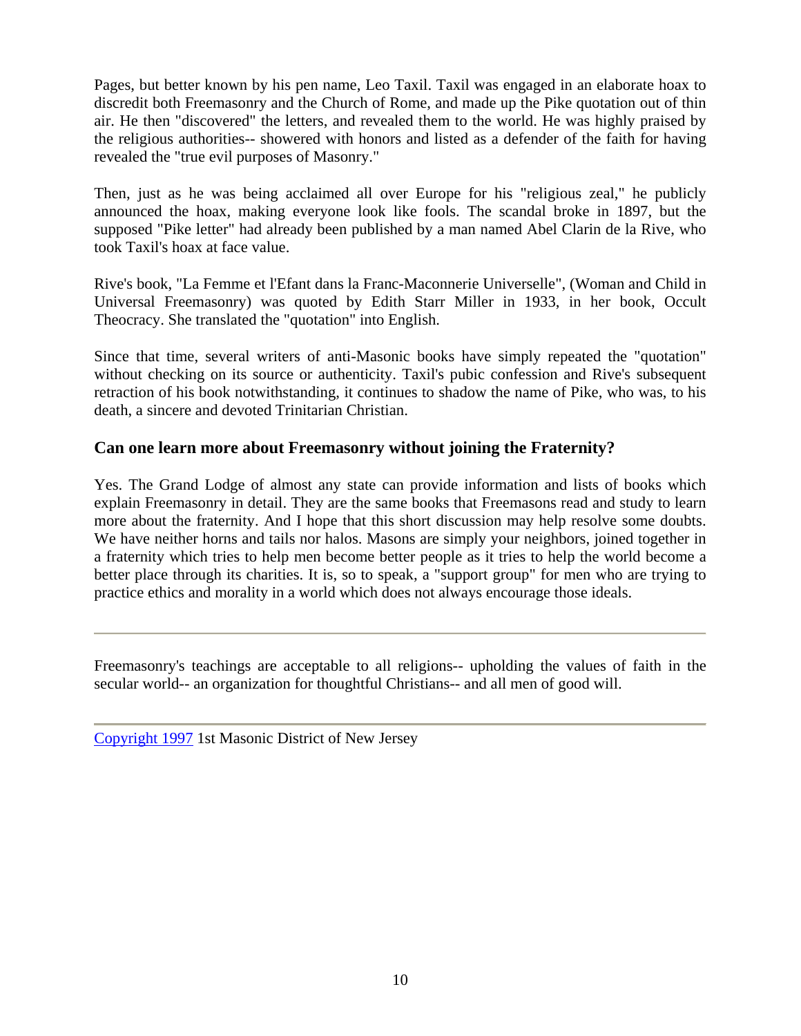Pages, but better known by his pen name, Leo Taxil. Taxil was engaged in an elaborate hoax to discredit both Freemasonry and the Church of Rome, and made up the Pike quotation out of thin air. He then "discovered" the letters, and revealed them to the world. He was highly praised by the religious authorities-- showered with honors and listed as a defender of the faith for having revealed the "true evil purposes of Masonry."

Then, just as he was being acclaimed all over Europe for his "religious zeal," he publicly announced the hoax, making everyone look like fools. The scandal broke in 1897, but the supposed "Pike letter" had already been published by a man named Abel Clarin de la Rive, who took Taxil's hoax at face value.

Rive's book, "La Femme et l'Efant dans la Franc-Maconnerie Universelle", (Woman and Child in Universal Freemasonry) was quoted by Edith Starr Miller in 1933, in her book, Occult Theocracy. She translated the "quotation" into English.

Since that time, several writers of anti-Masonic books have simply repeated the "quotation" without checking on its source or authenticity. Taxil's pubic confession and Rive's subsequent retraction of his book notwithstanding, it continues to shadow the name of Pike, who was, to his death, a sincere and devoted Trinitarian Christian.

### Can one learn more about Freemasonry without joining the Fraternity?

Yes. The Grand Lodge of almost any state can provide information and lists of books which explain Freemasonry in detail. They are the same books that Freemasons read and study to learn more about the fraternity. And I hope that this short discussion may help resolve some doubts. We have neither horns and tails nor halos. Masons are simply your neighbors, joined together in a fraternity which tries to help men become better people as it tries to help the world become a better place through its charities. It is, so to speak, a "support group" for men who are trying to practice ethics and morality in a world which does not always encourage those ideals.

---

Freemasonry's teachings are acceptable to all religions-- upholding the values of faith in the secular world-- an organization for thoughtful Christians-- and all men of good will.

---

Copyright 1997 1st Masonic District of New Jersey